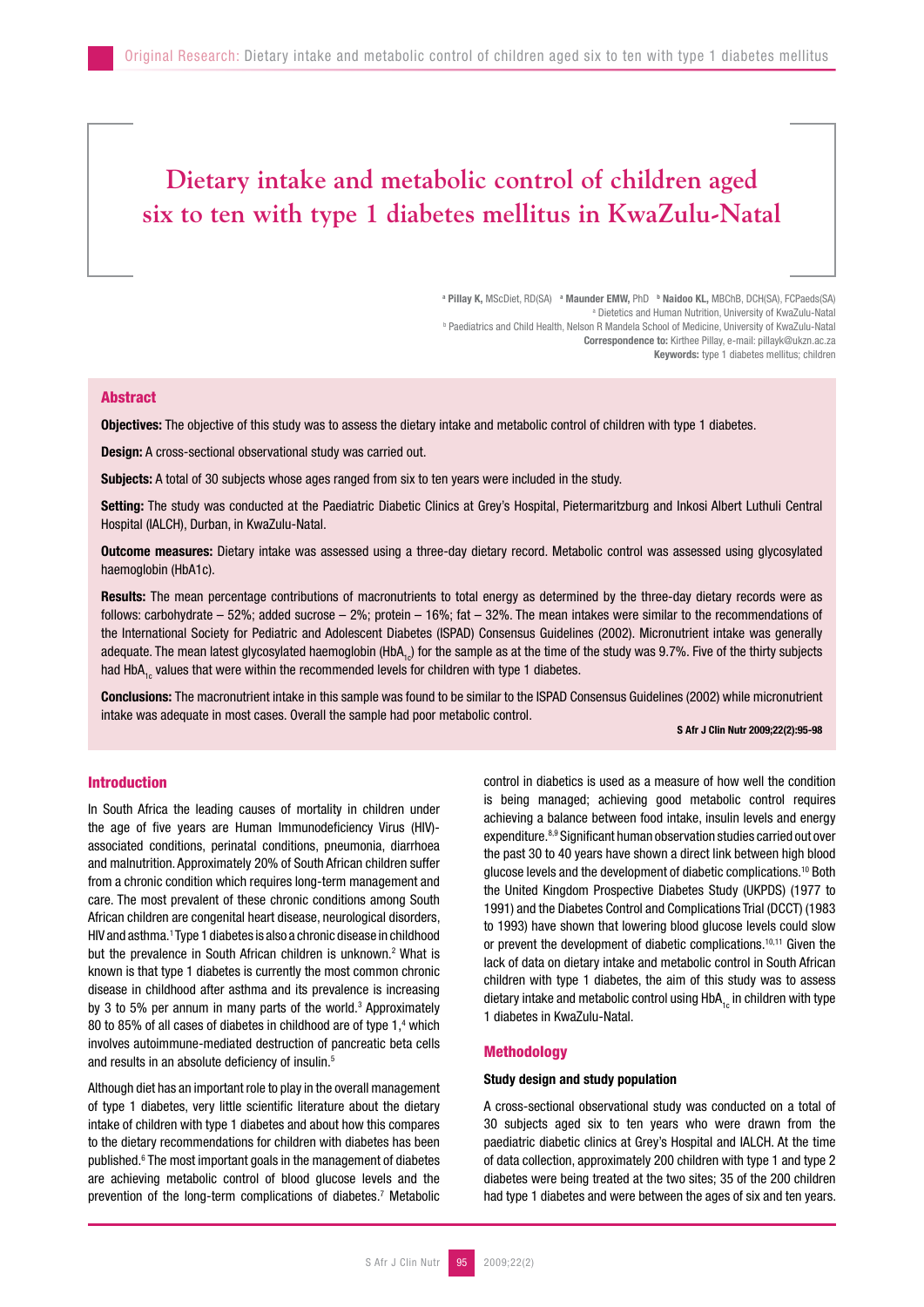# Dietary intake and metabolic control of children aged six to ten with type 1 diabetes mellitus in KwaZulu-Natal

[a] **Pillay K,** MScDiet, RD(SA) [a] **Maunder EMW,** PhD [b] **Naidoo KL,** MBChB, DCH(SA), FCPaeds(SA)

[a] Dietetics and Human Nutrition, University of KwaZulu-Natal

[b] Paediatrics and Child Health, Nelson R Mandela School of Medicine, University of KwaZulu-Natal

**Correspondence to:** Kirthee Pillay, e-mail: pillayk@ukzn.ac.za

**Keywords:** type 1 diabetes mellitus; children

## Abstract

**Objectives:** The objective of this study was to assess the dietary intake and metabolic control of children with type 1 diabetes.

**Design:** A cross-sectional observational study was carried out.

**Subjects:** A total of 30 subjects whose ages ranged from six to ten years were included in the study.

**Setting:** The study was conducted at the Paediatric Diabetic Clinics at Grey's Hospital, Pietermaritzburg and Inkosi Albert Luthuli Central Hospital (IALCH), Durban, in KwaZulu-Natal.

**Outcome measures:** Dietary intake was assessed using a three-day dietary record. Metabolic control was assessed using glycosylated haemoglobin (HbA1c).

**Results:** The mean percentage contributions of macronutrients to total energy as determined by the three-day dietary records were as follows: carbohydrate – 52%; added sucrose – 2%; protein – 16%; fat – 32%. The mean intakes were similar to the recommendations of the International Society for Pediatric and Adolescent Diabetes (ISPAD) Consensus Guidelines (2002). Micronutrient intake was generally adequate. The mean latest glycosylated haemoglobin ($HbA_{1c}$) for the sample as at the time of the study was 9.7%. Five of the thirty subjects had $HbA_{1c}$ values that were within the recommended levels for children with type 1 diabetes.

**Conclusions:** The macronutrient intake in this sample was found to be similar to the ISPAD Consensus Guidelines (2002) while micronutrient intake was adequate in most cases. Overall the sample had poor metabolic control.

## Introduction

In South Africa the leading causes of mortality in children under the age of five years are Human Immunodeficiency Virus (HIV)-associated conditions, perinatal conditions, pneumonia, diarrhoea and malnutrition. Approximately 20% of South African children suffer from a chronic condition which requires long-term management and care. The most prevalent of these chronic conditions among South African children are congenital heart disease, neurological disorders, HIV and asthma.[1] Type 1 diabetes is also a chronic disease in childhood but the prevalence in South African children is unknown.[2] What is known is that type 1 diabetes is currently the most common chronic disease in childhood after asthma and its prevalence is increasing by 3 to 5% per annum in many parts of the world.[3] Approximately 80 to 85% of all cases of diabetes in childhood are of type 1,[4] which involves autoimmune-mediated destruction of pancreatic beta cells and results in an absolute deficiency of insulin.[5]

Although diet has an important role to play in the overall management of type 1 diabetes, very little scientific literature about the dietary intake of children with type 1 diabetes and about how this compares to the dietary recommendations for children with diabetes has been published.[6] The most important goals in the management of diabetes are achieving metabolic control of blood glucose levels and the prevention of the long-term complications of diabetes.[7] Metabolic control in diabetics is used as a measure of how well the condition is being managed; achieving good metabolic control requires achieving a balance between food intake, insulin levels and energy expenditure.[8,9] Significant human observation studies carried out over the past 30 to 40 years have shown a direct link between high blood glucose levels and the development of diabetic complications.[10] Both the United Kingdom Prospective Diabetes Study (UKPDS) (1977 to 1991) and the Diabetes Control and Complications Trial (DCCT) (1983 to 1993) have shown that lowering blood glucose levels could slow or prevent the development of diabetic complications.[10,11] Given the lack of data on dietary intake and metabolic control in South African children with type 1 diabetes, the aim of this study was to assess dietary intake and metabolic control using $HbA_{1c}$ in children with type 1 diabetes in KwaZulu-Natal.

## Methodology

### Study design and study population

A cross-sectional observational study was conducted on a total of 30 subjects aged six to ten years who were drawn from the paediatric diabetic clinics at Grey's Hospital and IALCH. At the time of data collection, approximately 200 children with type 1 and type 2 diabetes were being treated at the two sites; 35 of the 200 children had type 1 diabetes and were between the ages of six and ten years.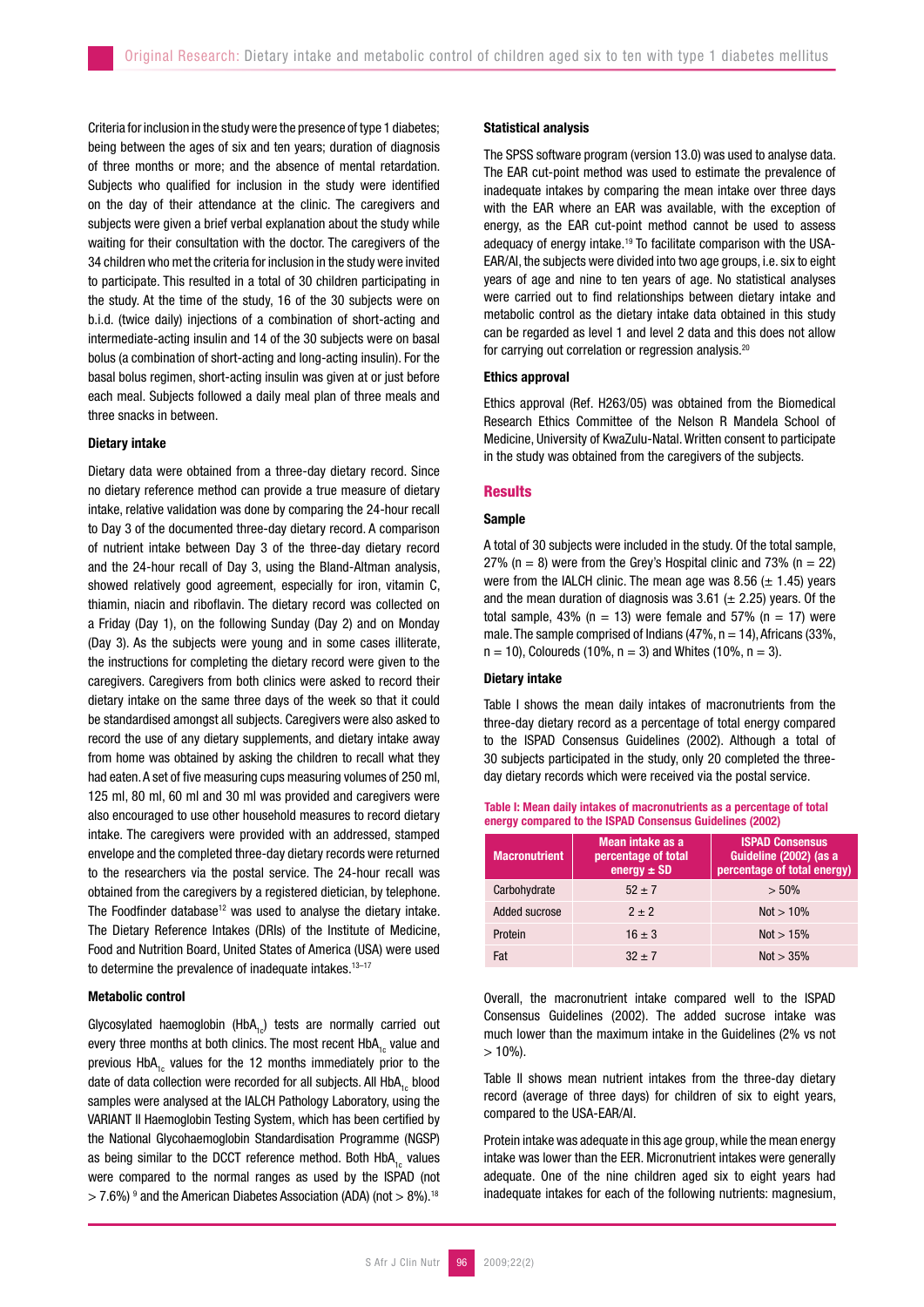Criteria for inclusion in the study were the presence of type 1 diabetes; being between the ages of six and ten years; duration of diagnosis of three months or more; and the absence of mental retardation. Subjects who qualified for inclusion in the study were identified on the day of their attendance at the clinic. The caregivers and subjects were given a brief verbal explanation about the study while waiting for their consultation with the doctor. The caregivers of the 34 children who met the criteria for inclusion in the study were invited to participate. This resulted in a total of 30 children participating in the study. At the time of the study, 16 of the 30 subjects were on b.i.d. (twice daily) injections of a combination of short-acting and intermediate-acting insulin and 14 of the 30 subjects were on basal bolus (a combination of short-acting and long-acting insulin). For the basal bolus regimen, short-acting insulin was given at or just before each meal. Subjects followed a daily meal plan of three meals and three snacks in between.

### Dietary intake

Dietary data were obtained from a three-day dietary record. Since no dietary reference method can provide a true measure of dietary intake, relative validation was done by comparing the 24-hour recall to Day 3 of the documented three-day dietary record. A comparison of nutrient intake between Day 3 of the three-day dietary record and the 24-hour recall of Day 3, using the Bland-Altman analysis, showed relatively good agreement, especially for iron, vitamin C, thiamin, niacin and riboflavin. The dietary record was collected on a Friday (Day 1), on the following Sunday (Day 2) and on Monday (Day 3). As the subjects were young and in some cases illiterate, the instructions for completing the dietary record were given to the caregivers. Caregivers from both clinics were asked to record their dietary intake on the same three days of the week so that it could be standardised amongst all subjects. Caregivers were also asked to record the use of any dietary supplements, and dietary intake away from home was obtained by asking the children to recall what they had eaten. A set of five measuring cups measuring volumes of 250 ml, 125 ml, 80 ml, 60 ml and 30 ml was provided and caregivers were also encouraged to use other household measures to record dietary intake. The caregivers were provided with an addressed, stamped envelope and the completed three-day dietary records were returned to the researchers via the postal service. The 24-hour recall was obtained from the caregivers by a registered dietician, by telephone. The Foodfinder database[12] was used to analyse the dietary intake. The Dietary Reference Intakes (DRIs) of the Institute of Medicine, Food and Nutrition Board, United States of America (USA) were used to determine the prevalence of inadequate intakes.[13–17]

### Metabolic control

Glycosylated haemoglobin ($HbA_{1c}$) tests are normally carried out every three months at both clinics. The most recent $HbA_{1c}$ value and previous $HbA_{1c}$ values for the 12 months immediately prior to the date of data collection were recorded for all subjects. All $HbA_{1c}$ blood samples were analysed at the IALCH Pathology Laboratory, using the VARIANT II Haemoglobin Testing System, which has been certified by the National Glycohaemoglobin Standardisation Programme (NGSP) as being similar to the DCCT reference method. Both $HbA_{1c}$ values were compared to the normal ranges as used by the ISPAD (not > 7.6%) [9] and the American Diabetes Association (ADA) (not > 8%).[18]

### Statistical analysis

The SPSS software program (version 13.0) was used to analyse data. The EAR cut-point method was used to estimate the prevalence of inadequate intakes by comparing the mean intake over three days with the EAR where an EAR was available, with the exception of energy, as the EAR cut-point method cannot be used to assess adequacy of energy intake.[19] To facilitate comparison with the USA-EAR/AI, the subjects were divided into two age groups, i.e. six to eight years of age and nine to ten years of age. No statistical analyses were carried out to find relationships between dietary intake and metabolic control as the dietary intake data obtained in this study can be regarded as level 1 and level 2 data and this does not allow for carrying out correlation or regression analysis.[20]

### Ethics approval

Ethics approval (Ref. H263/05) was obtained from the Biomedical Research Ethics Committee of the Nelson R Mandela School of Medicine, University of KwaZulu-Natal. Written consent to participate in the study was obtained from the caregivers of the subjects.

## Results

### Sample

A total of 30 subjects were included in the study. Of the total sample, 27% (n = 8) were from the Grey's Hospital clinic and 73% (n = 22) were from the IALCH clinic. The mean age was 8.56 (± 1.45) years and the mean duration of diagnosis was 3.61 (± 2.25) years. Of the total sample, 43% (n = 13) were female and 57% (n = 17) were male. The sample comprised of Indians (47%, n = 14), Africans (33%, n = 10), Coloureds (10%, n = 3) and Whites (10%, n = 3).

### Dietary intake

Table I shows the mean daily intakes of macronutrients from the three-day dietary record as a percentage of total energy compared to the ISPAD Consensus Guidelines (2002). Although a total of 30 subjects participated in the study, only 20 completed the three-day dietary records which were received via the postal service.

**Table I: Mean daily intakes of macronutrients as a percentage of total energy compared to the ISPAD Consensus Guidelines (2002)**

| Macronutrient | Mean intake as a percentage of total energy ± SD | ISPAD Consensus Guideline (2002) (as a percentage of total energy) |
|---|---|---|
| Carbohydrate | 52 ± 7 | > 50% |
| Added sucrose | 2 ± 2 | Not > 10% |
| Protein | 16 ± 3 | Not > 15% |
| Fat | 32 ± 7 | Not > 35% |

Overall, the macronutrient intake compared well to the ISPAD Consensus Guidelines (2002). The added sucrose intake was much lower than the maximum intake in the Guidelines (2% vs not > 10%).

Table II shows mean nutrient intakes from the three-day dietary record (average of three days) for children of six to eight years, compared to the USA-EAR/AI.

Protein intake was adequate in this age group, while the mean energy intake was lower than the EER. Micronutrient intakes were generally adequate. One of the nine children aged six to eight years had inadequate intakes for each of the following nutrients: magnesium,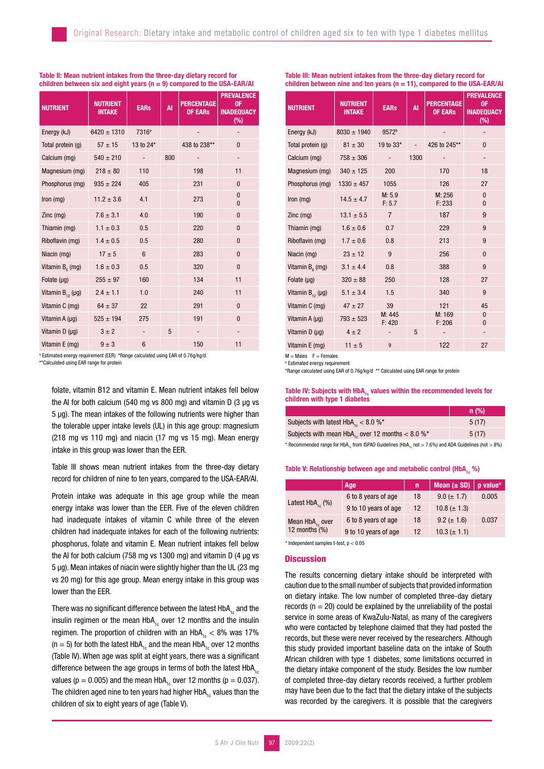**Table II: Mean nutrient intakes from the three-day dietary record for children between six and eight years (n = 9) compared to the USA-EAR/AI**

| NUTRIENT | NUTRIENT INTAKE | EARs | AI | PERCENTAGE OF EARs | PREVALENCE OF INADEQUACY (%) |
|---|---|---|---|---|---|
| Energy (kJ) | 6420 ± 1310 | 7316[a] | | - | - |
| Total protein (g) | 57 ± 15 | 13 to 24* | | 438 to 238** | 0 |
| Calcium (mg) | 540 ± 210 | - | 800 | - | - |
| Magnesium (mg) | 218 ± 80 | 110 | | 198 | 11 |
| Phosphorus (mg) | 935 ± 224 | 405 | | 231 | 0 |
| Iron (mg) | 11.2 ± 3.6 | 4.1 | | 273 | 0<br>0 |
| Zinc (mg) | 7.6 ± 3.1 | 4.0 | | 190 | 0 |
| Thiamin (mg) | 1.1 ± 0.3 | 0.5 | | 220 | 0 |
| Riboflavin (mg) | 1.4 ± 0.5 | 0.5 | | 280 | 0 |
| Niacin (mg) | 17 ± 5 | 6 | | 283 | 0 |
| Vitamin $B_6$ (mg) | 1.6 ± 0.3 | 0.5 | | 320 | 0 |
| Folate (µg) | 255 ± 97 | 160 | | 134 | 11 |
| Vitamin $B_{12}$ (µg) | 2.4 ± 1.1 | 1.0 | | 240 | 11 |
| Vitamin C (mg) | 64 ± 37 | 22 | | 291 | 0 |
| Vitamin A (µg) | 525 ± 194 | 275 | | 191 | 0 |
| Vitamin D (µg) | 3 ± 2 | - | 5 | - | - |
| Vitamin E (mg) | 9 ± 3 | 6 | | 150 | 11 |

[a] Estimated energy requirement (EER) *Range calculated using EAR of 0.76g/kg/d
**Calculated using EAR range for protein

folate, vitamin B12 and vitamin E. Mean nutrient intakes fell below the AI for both calcium (540 mg vs 800 mg) and vitamin D (3 µg vs 5 µg). The mean intakes of the following nutrients were higher than the tolerable upper intake levels (UL) in this age group: magnesium (218 mg vs 110 mg) and niacin (17 mg vs 15 mg). Mean energy intake in this group was lower than the EER.

Table III shows mean nutrient intakes from the three-day dietary record for children of nine to ten years, compared to the USA-EAR/AI.

Protein intake was adequate in this age group while the mean energy intake was lower than the EER. Five of the eleven children had inadequate intakes of vitamin C while three of the eleven children had inadequate intakes for each of the following nutrients: phosphorus, folate and vitamin E. Mean nutrient intakes fell below the AI for both calcium (758 mg vs 1300 mg) and vitamin D (4 µg vs 5 µg). Mean intakes of niacin were slightly higher than the UL (23 mg vs 20 mg) for this age group. Mean energy intake in this group was lower than the EER.

There was no significant difference between the latest $HbA_{1c}$ and the insulin regimen or the mean $HbA_{1c}$ over 12 months and the insulin regimen. The proportion of children with an $HbA_{1c}$ < 8% was 17% (n = 5) for both the latest $HbA_{1c}$ and the mean $HbA_{1c}$ over 12 months (Table IV). When age was split at eight years, there was a significant difference between the age groups in terms of both the latest $HbA_{1c}$ values ($p = 0.005$) and the mean $HbA_{1c}$ over 12 months ($p = 0.037$). The children aged nine to ten years had higher $HbA_{1c}$ values than the children of six to eight years of age (Table V).

**Table III: Mean nutrient intakes from the three-day dietary record for children between nine and ten years (n = 11), compared to the USA-EAR/AI**

| NUTRIENT | NUTRIENT INTAKE | EARs | AI | PERCENTAGE OF EARs | PREVALENCE OF INADEQUACY (%) |
|---|---|---|---|---|---|
| Energy (kJ) | 8030 ± 1940 | 9572[b] | | - | - |
| Total protein (g) | 81 ± 30 | 19 to 33* | - | 426 to 245** | 0 |
| Calcium (mg) | 758 ± 306 | - | 1300 | - | - |
| Magnesium (mg) | 340 ± 125 | 200 | | 170 | 18 |
| Phosphorus (mg) | 1330 ± 457 | 1055 | | 126 | 27 |
| Iron (mg) | 14.5 ± 4.7 | M: 5.9<br>F: 5.7 | | M: 256<br>F: 233 | 0<br>0 |
| Zinc (mg) | 13.1 ± 5.5 | 7 | | 187 | 9 |
| Thiamin (mg) | 1.6 ± 0.6 | 0.7 | | 229 | 9 |
| Riboflavin (mg) | 1.7 ± 0.6 | 0.8 | | 213 | 9 |
| Niacin (mg) | 23 ± 12 | 9 | | 256 | 0 |
| Vitamin $B_6$ (mg) | 3.1 ± 4.4 | 0.8 | | 388 | 9 |
| Folate (µg) | 320 ± 88 | 250 | | 128 | 27 |
| Vitamin $B_{12}$ (µg) | 5.1 ± 3.4 | 1.5 | | 340 | 9 |
| Vitamin C (mg) | 47 ± 27 | 39 | | 121 | 45 |
| Vitamin A (µg) | 793 ± 523 | M: 445<br>F: 420 | | M: 169<br>F: 206 | 0<br>0 |
| Vitamin D (µg) | 4 ± 2 | - | 5 | - | - |
| Vitamin E (mg) | 11 ± 5 | 9 | | 122 | 27 |

M = Males F = Females
[b] Estimated energy requirement
*Range calculated using EAR of 0.76g/kg/d ** Calculated using EAR range for protein

**Table IV: Subjects with $HbA_{1c}$ values within the recommended levels for children with type 1 diabetes**

| | n (%) |
|---|---|
| Subjects with latest $HbA_{1c}$ < 8.0 %* | 5 (17) |
| Subjects with mean $HbA_{1c}$ over 12 months < 8.0 %* | 5 (17) |

* Recommended range for $HbA_{1c}$ from ISPAD Guidelines ($HbA_{1c}$ not > 7.6%) and ADA Guidelines (not > 8%)

**Table V: Relationship between age and metabolic control ($HbA_{1c}$ %)**

| | Age | n | Mean (± SD) | p value* |
|---|---|---|---|---|
| Latest $HbA_{1c}$ (%) | 6 to 8 years of age | 18 | 9.0 (± 1.7) | 0.005 |
| | 9 to 10 years of age | 12 | 10.8 (± 1.3) | |
| Mean $HbA_{1c}$ over 12 months (%) | 6 to 8 years of age | 18 | 9.2 (± 1.6) | 0.037 |
| | 9 to 10 years of age | 12 | 10.3 (± 1.1) | |

* Independent samples t-test, $p < 0.05$

## Discussion

The results concerning dietary intake should be interpreted with caution due to the small number of subjects that provided information on dietary intake. The low number of completed three-day dietary records (n = 20) could be explained by the unreliability of the postal service in some areas of KwaZulu-Natal, as many of the caregivers who were contacted by telephone claimed that they had posted the records, but these were never received by the researchers. Although this study provided important baseline data on the intake of South African children with type 1 diabetes, some limitations occurred in the dietary intake component of the study. Besides the low number of completed three-day dietary records received, a further problem may have been due to the fact that the dietary intake of the subjects was recorded by the caregivers. It is possible that the caregivers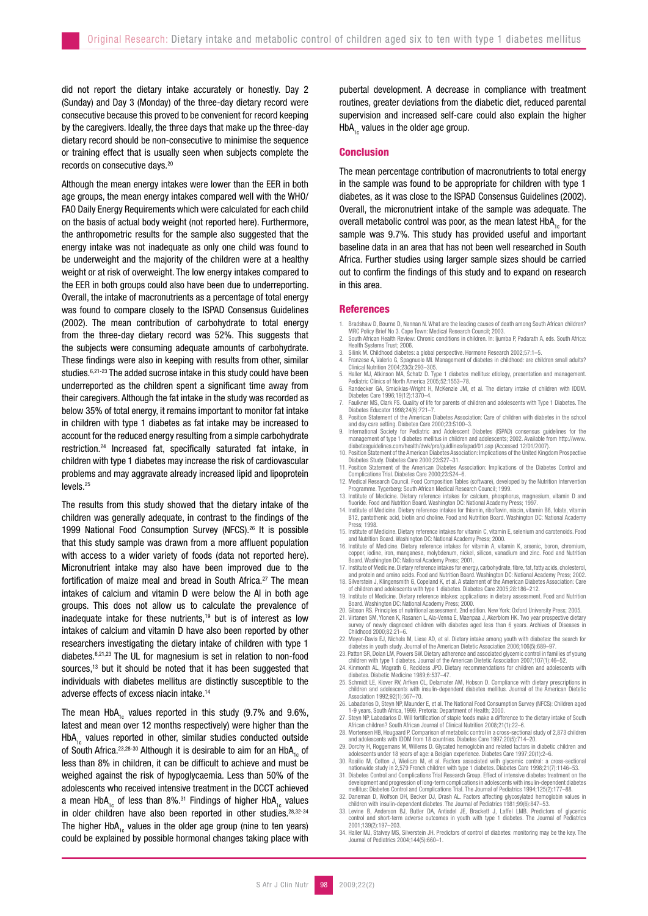did not report the dietary intake accurately or honestly. Day 2 (Sunday) and Day 3 (Monday) of the three-day dietary record were consecutive because this proved to be convenient for record keeping by the caregivers. Ideally, the three days that make up the three-day dietary record should be non-consecutive to minimise the sequence or training effect that is usually seen when subjects complete the records on consecutive days.[20]

Although the mean energy intakes were lower than the EER in both age groups, the mean energy intakes compared well with the WHO/FAO Daily Energy Requirements which were calculated for each child on the basis of actual body weight (not reported here). Furthermore, the anthropometric results for the sample also suggested that the energy intake was not inadequate as only one child was found to be underweight and the majority of the children were at a healthy weight or at risk of overweight. The low energy intakes compared to the EER in both groups could also have been due to underreporting. Overall, the intake of macronutrients as a percentage of total energy was found to compare closely to the ISPAD Consensus Guidelines (2002). The mean contribution of carbohydrate to total energy from the three-day dietary record was 52%. This suggests that the subjects were consuming adequate amounts of carbohydrate. These findings were also in keeping with results from other, similar studies.[6,21-23] The added sucrose intake in this study could have been underreported as the children spent a significant time away from their caregivers. Although the fat intake in the study was recorded as below 35% of total energy, it remains important to monitor fat intake in children with type 1 diabetes as fat intake may be increased to account for the reduced energy resulting from a simple carbohydrate restriction.[24] Increased fat, specifically saturated fat intake, in children with type 1 diabetes may increase the risk of cardiovascular problems and may aggravate already increased lipid and lipoprotein levels.[25]

The results from this study showed that the dietary intake of the children was generally adequate, in contrast to the findings of the 1999 National Food Consumption Survey (NFCS).[26] It is possible that this study sample was drawn from a more affluent population with access to a wider variety of foods (data not reported here). Micronutrient intake may also have been improved due to the fortification of maize meal and bread in South Africa.[27] The mean intakes of calcium and vitamin D were below the AI in both age groups. This does not allow us to calculate the prevalence of inadequate intake for these nutrients,[19] but is of interest as low intakes of calcium and vitamin D have also been reported by other researchers investigating the dietary intake of children with type 1 diabetes.[6,21,23] The UL for magnesium is set in relation to non-food sources,[13] but it should be noted that it has been suggested that individuals with diabetes mellitus are distinctly susceptible to the adverse effects of excess niacin intake.[14]

The mean $HbA_{1c}$ values reported in this study (9.7% and 9.6%, latest and mean over 12 months respectively) were higher than the $HbA_{1c}$ values reported in other, similar studies conducted outside of South Africa.[23,28-30] Although it is desirable to aim for an $HbA_{1c}$ of less than 8% in children, it can be difficult to achieve and must be weighed against the risk of hypoglycaemia. Less than 50% of the adolescents who received intensive treatment in the DCCT achieved a mean $HbA_{1c}$ of less than 8%.[31] Findings of higher $HbA_{1c}$ values in older children have also been reported in other studies.[28,32-34] The higher $HbA_{1c}$ values in the older age group (nine to ten years) could be explained by possible hormonal changes taking place with pubertal development. A decrease in compliance with treatment routines, greater deviations from the diabetic diet, reduced parental supervision and increased self-care could also explain the higher $HbA_{1c}$ values in the older age group.

## Conclusion

The mean percentage contribution of macronutrients to total energy in the sample was found to be appropriate for children with type 1 diabetes, as it was close to the ISPAD Consensus Guidelines (2002). Overall, the micronutrient intake of the sample was adequate. The overall metabolic control was poor, as the mean latest $HbA_{1c}$ for the sample was 9.7%. This study has provided useful and important baseline data in an area that has not been well researched in South Africa. Further studies using larger sample sizes should be carried out to confirm the findings of this study and to expand on research in this area.

## References

1. Bradshaw D, Bourne D, Nannan N. What are the leading causes of death among South African children? MRC Policy Brief No 3. Cape Town: Medical Research Council; 2003.
2. South African Health Review: Chronic conditions in children. In: Ijumba P, Padarath A, eds. South Africa: Health Systems Trust; 2006.
3. Silink M. Childhood diabetes: a global perspective. Hormone Research 2002;57:1–5.
4. Franzese A, Valerio G, Spagnuolo MI. Management of diabetes in childhood: are children small adults? Clinical Nutrition 2004;23(3):293–305.
5. Haller MJ, Atkinson MA, Schatz D. Type 1 diabetes mellitus: etiology, presentation and management. Pediatric Clinics of North America 2005;52:1553–78.
6. Randecker GA, Smiciklas-Wright H, McKenzie JM, et al. The dietary intake of children with IDDM. Diabetes Care 1996;19(12):1370–4.
7. Faulkner MS, Clark FS. Quality of life for parents of children and adolescents with Type 1 Diabetes. The Diabetes Educator 1998;24(6):721–7.
8. Position Statement of the American Diabetes Association: Care of children with diabetes in the school and day care setting. Diabetes Care 2000;23:S100–3.
9. International Society for Pediatric and Adolescent Diabetes (ISPAD) consensus guidelines for the management of type 1 diabetes mellitus in children and adolescents; 2002. Available from http://www.diabetesguidelines.com/health/dwk/pro/guidlines/ispad/01.asp (Accessed 12/01/2007).
10. Position Statement of the American Diabetes Association: Implications of the United Kingdom Prospective Diabetes Study. Diabetes Care 2000;23:S27–31.
11. Position Statement of the American Diabetes Association: Implications of the Diabetes Control and Complications Trial. Diabetes Care 2000;23:S24–6.
12. Medical Research Council. Food Composition Tables (software), developed by the Nutrition Intervention Programme. Tygerberg: South African Medical Research Council; 1999.
13. Institute of Medicine. Dietary reference intakes for calcium, phosphorus, magnesium, vitamin D and fluoride. Food and Nutrition Board. Washington DC: National Academy Press; 1997.
14. Institute of Medicine. Dietary reference intakes for thiamin, riboflavin, niacin, vitamin B6, folate, vitamin B12, pantothenic acid, biotin and choline. Food and Nutrition Board. Washington DC: National Academy Press; 1998.
15. Institute of Medicine. Dietary reference intakes for vitamin C, vitamin E, selenium and carotenoids. Food and Nutrition Board. Washington DC: National Academy Press; 2000.
16. Institute of Medicine. Dietary reference intakes for vitamin A, vitamin K, arsenic, boron, chromium, copper, iodine, iron, manganese, molybdenum, nickel, silicon, vanadium and zinc. Food and Nutrition Board. Washington DC: National Academy Press; 2001.
17. Institute of Medicine. Dietary reference intakes for energy, carbohydrate, fibre, fat, fatty acids, cholesterol, and protein and amino acids. Food and Nutrition Board. Washington DC: National Academy Press; 2002.
18. Silverstein J, Klingensmith G, Copeland K, et al. A statement of the American Diabetes Association: Care of children and adolescents with type 1 diabetes. Diabetes Care 2005;28:186–212.
19. Institute of Medicine. Dietary reference intakes: applications in dietary assessment. Food and Nutrition Board. Washington DC: National Academy Press; 2000.
20. Gibson RS. Principles of nutritional assessment. 2nd edition. New York: Oxford University Press; 2005.
21. Virtanen SM, Ylonen K, Rasanen L, Ala-Venna E, Maenpaa J, Akerblom HK. Two year prospective dietary survey of newly diagnosed children with diabetes aged less than 6 years. Archives of Diseases in Childhood 2000;82:21–6.
22. Mayer-Davis EJ, Nichols M, Liese AD, et al. Dietary intake among youth with diabetes: the search for diabetes in youth study. Journal of the American Dietetic Association 2006;106(5):689–97.
23. Patton SR, Dolan LM, Powers SW. Dietary adherence and associated glycemic control in families of young children with type 1 diabetes. Journal of the American Dietetic Association 2007;107(1):46–52.
24. Kinmonth AL, Magrath G, Reckless JPD. Dietary recommendations for children and adolescents with diabetes. Diabetic Medicine 1989;6:537–47.
25. Schmidt LE, Klover RV, Arfken CL, Delamater AM, Hobson D. Compliance with dietary prescriptions in children and adolescents with insulin-dependent diabetes mellitus. Journal of the American Dietetic Association 1992;92(1):567–70.
26. Labadarios D, Steyn NP, Maunder E, et al. The National Food Consumption Survey (NFCS): Children aged 1-9 years, South Africa, 1999. Pretoria: Department of Health; 2000.
27. Steyn NP, Labadarios D. Will fortification of staple foods make a difference to the dietary intake of South African children? South African Journal of Clinical Nutrition 2008;21(1):22–6.
28. Mortensen HB, Hougaard P. Comparison of metabolic control in a cross-sectional study of 2,873 children and adolescents with IDDM from 18 countries. Diabetes Care 1997;20(5):714–20.
29. Dorchy H, Roggemans M, Willems D. Glycated hemoglobin and related factors in diabetic children and adolescents under 18 years of age: a Belgian experience. Diabetes Care 1997;20(1):2–6.
30. Rosilio M, Cotton J, Wieliczo M, et al. Factors associated with glycemic control: a cross-sectional nationwide study in 2,579 French children with type 1 diabetes. Diabetes Care 1998;21(7):1146–53.
31. Diabetes Control and Complications Trial Research Group. Effect of intensive diabetes treatment on the development and progression of long-term complications in adolescents with insulin-dependent diabetes mellitus: Diabetes Control and Complications Trial. The Journal of Pediatrics 1994;125(2):177–88.
32. Daneman D, Wolfson DH, Becker DJ, Drash AL. Factors affecting glycosylated hemoglobin values in children with insulin-dependent diabetes. The Journal of Pediatrics 1981;99(6):847–53.
33. Levine B, Anderson BJ, Butler DA, Antisdel JE, Brackett J, Laffel LMB. Predictors of glycemic control and short-term adverse outcomes in youth with type 1 diabetes. The Journal of Pediatrics 2001;139(2):197–203.
34. Haller MJ, Stalvey MS, Silverstein JH. Predictors of control of diabetes: monitoring may be the key. The Journal of Pediatrics 2004;144(5):660–1.